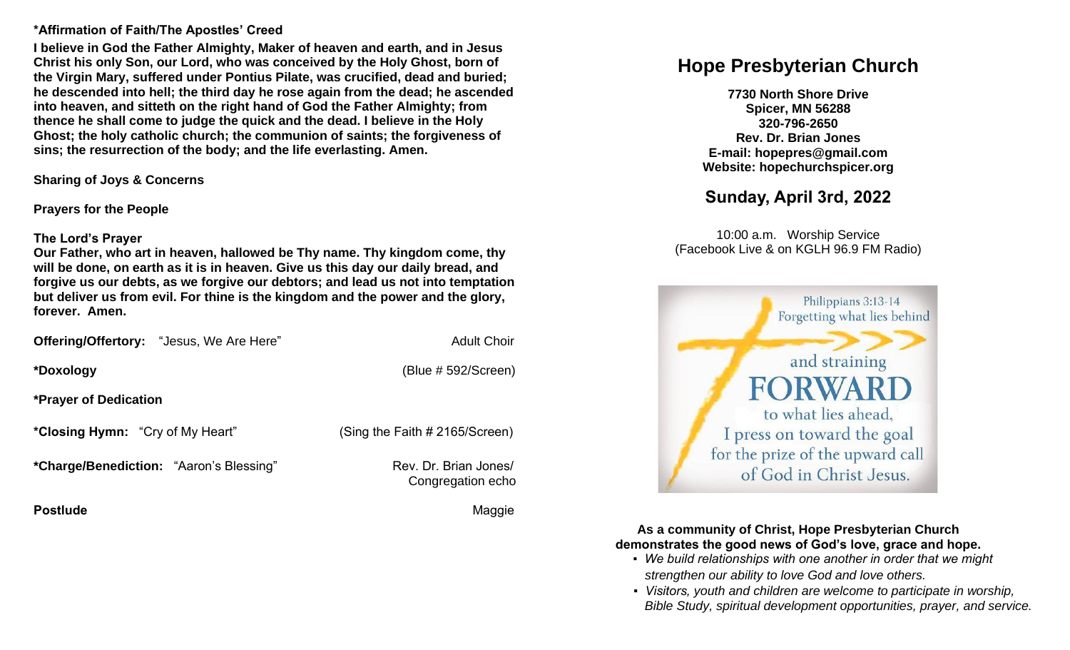**\*Affirmation of Faith/The Apostles' Creed**

**I believe in God the Father Almighty, Maker of heaven and earth, and in Jesus Christ his only Son, our Lord, who was conceived by the Holy Ghost, born of the Virgin Mary, suffered under Pontius Pilate, was crucified, dead and buried; he descended into hell; the third day he rose again from the dead; he ascended into heaven, and sitteth on the right hand of God the Father Almighty; from thence he shall come to judge the quick and the dead. I believe in the Holy Ghost; the holy catholic church; the communion of saints; the forgiveness of sins; the resurrection of the body; and the life everlasting. Amen.**

**Sharing of Joys & Concerns**

**Prayers for the People**

**The Lord's Prayer**

**Our Father, who art in heaven, hallowed be Thy name. Thy kingdom come, thy will be done, on earth as it is in heaven. Give us this day our daily bread, and forgive us our debts, as we forgive our debtors; and lead us not into temptation but deliver us from evil. For thine is the kingdom and the power and the glory, forever. Amen.**

**Offering/Offertory:** "Jesus, We Are Here" — Adult Choir

**\*Doxology** — (Blue # 592/Screen)

**\*Prayer of Dedication**

**\*Closing Hymn:** "Cry of My Heart" — (Sing the Faith # 2165/Screen)

**\*Charge/Benediction:** "Aaron's Blessing" — Rev. Dr. Brian Jones/ Congregation echo

**Postlude** — Maggie

# Hope Presbyterian Church

**7730 North Shore Drive**
**Spicer, MN 56288**
**320-796-2650**
**Rev. Dr. Brian Jones**
**E-mail: hopepres@gmail.com**
**Website: hopechurchspicer.org**

## Sunday, April 3rd, 2022

10:00 a.m. Worship Service
(Facebook Live & on KGLH 96.9 FM Radio)

Philippians 3:13-14
Forgetting what lies behind and straining FORWARD to what lies ahead, I press on toward the goal for the prize of the upward call of God in Christ Jesus.

**As a community of Christ, Hope Presbyterian Church demonstrates the good news of God's love, grace and hope.**

- *We build relationships with one another in order that we might strengthen our ability to love God and love others.*
- *Visitors, youth and children are welcome to participate in worship, Bible Study, spiritual development opportunities, prayer, and service.*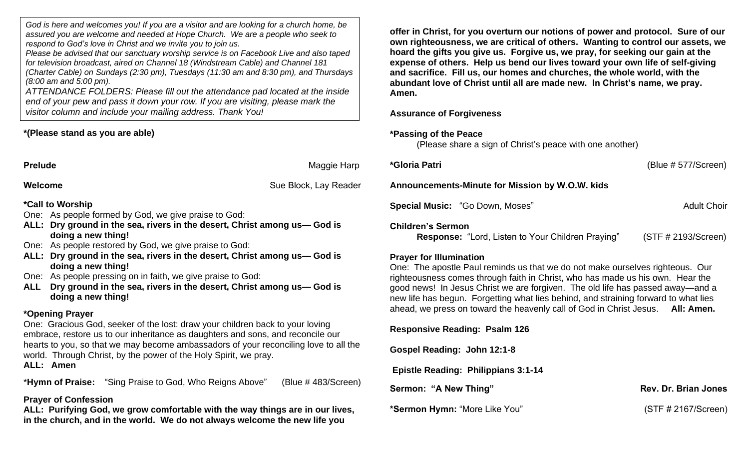*God is here and welcomes you! If you are a visitor and are looking for a church home, be assured you are welcome and needed at Hope Church. We are a people who seek to respond to God's love in Christ and we invite you to join us.*
*Please be advised that our sanctuary worship service is on Facebook Live and also taped for television broadcast, aired on Channel 18 (Windstream Cable) and Channel 181 (Charter Cable) on Sundays (2:30 pm), Tuesdays (11:30 am and 8:30 pm), and Thursdays (8:00 am and 5:00 pm).*
*ATTENDANCE FOLDERS: Please fill out the attendance pad located at the inside end of your pew and pass it down your row. If you are visiting, please mark the visitor column and include your mailing address. Thank You!*

**\*(Please stand as you are able)**

**Prelude** Maggie Harp

**Welcome** Sue Block, Lay Reader

**\*Call to Worship**
One: As people formed by God, we give praise to God:
**ALL: Dry ground in the sea, rivers in the desert, Christ among us— God is doing a new thing!**
One: As people restored by God, we give praise to God:
**ALL: Dry ground in the sea, rivers in the desert, Christ among us— God is doing a new thing!**
One: As people pressing on in faith, we give praise to God:
**ALL Dry ground in the sea, rivers in the desert, Christ among us— God is doing a new thing!**

**\*Opening Prayer**
One: Gracious God, seeker of the lost: draw your children back to your loving embrace, restore us to our inheritance as daughters and sons, and reconcile our hearts to you, so that we may become ambassadors of your reconciling love to all the world. Through Christ, by the power of the Holy Spirit, we pray.
**ALL: Amen**

\***Hymn of Praise:** "Sing Praise to God, Who Reigns Above" (Blue # 483/Screen)

**Prayer of Confession**
**ALL: Purifying God, we grow comfortable with the way things are in our lives, in the church, and in the world. We do not always welcome the new life you offer in Christ, for you overturn our notions of power and protocol. Sure of our own righteousness, we are critical of others. Wanting to control our assets, we hoard the gifts you give us. Forgive us, we pray, for seeking our gain at the expense of others. Help us bend our lives toward your own life of self-giving and sacrifice. Fill us, our homes and churches, the whole world, with the abundant love of Christ until all are made new. In Christ's name, we pray. Amen.**

**Assurance of Forgiveness**

**\*Passing of the Peace**
(Please share a sign of Christ's peace with one another)

**\*Gloria Patri** (Blue # 577/Screen)

**Announcements-Minute for Mission by W.O.W. kids**

**Special Music:** "Go Down, Moses" Adult Choir

**Children's Sermon**
**Response:** "Lord, Listen to Your Children Praying" (STF # 2193/Screen)

**Prayer for Illumination**
One: The apostle Paul reminds us that we do not make ourselves righteous. Our righteousness comes through faith in Christ, who has made us his own. Hear the good news! In Jesus Christ we are forgiven. The old life has passed away—and a new life has begun. Forgetting what lies behind, and straining forward to what lies ahead, we press on toward the heavenly call of God in Christ Jesus. **All: Amen.**

**Responsive Reading: Psalm 126**

**Gospel Reading: John 12:1-8**

**Epistle Reading: Philippians 3:1-14**

**Sermon: "A New Thing"** **Rev. Dr. Brian Jones**

**\*Sermon Hymn:** "More Like You" (STF # 2167/Screen)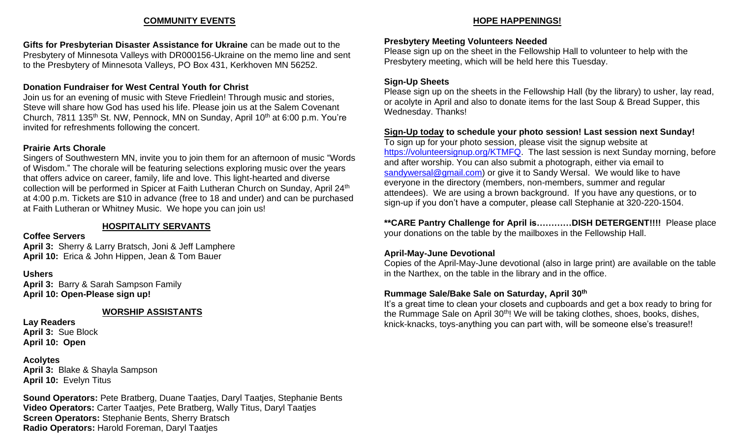## COMMUNITY EVENTS

**Gifts for Presbyterian Disaster Assistance for Ukraine** can be made out to the Presbytery of Minnesota Valleys with DR000156-Ukraine on the memo line and sent to the Presbytery of Minnesota Valleys, PO Box 431, Kerkhoven MN 56252.

**Donation Fundraiser for West Central Youth for Christ**
Join us for an evening of music with Steve Friedlein! Through music and stories, Steve will share how God has used his life. Please join us at the Salem Covenant Church, 7811 135th St. NW, Pennock, MN on Sunday, April 10th at 6:00 p.m. You're invited for refreshments following the concert.

**Prairie Arts Chorale**
Singers of Southwestern MN, invite you to join them for an afternoon of music "Words of Wisdom." The chorale will be featuring selections exploring music over the years that offers advice on career, family, life and love. This light-hearted and diverse collection will be performed in Spicer at Faith Lutheran Church on Sunday, April 24th at 4:00 p.m. Tickets are $10 in advance (free to 18 and under) and can be purchased at Faith Lutheran or Whitney Music. We hope you can join us!

## HOSPITALITY SERVANTS

**Coffee Servers**
**April 3:** Sherry & Larry Bratsch, Joni & Jeff Lamphere
**April 10:** Erica & John Hippen, Jean & Tom Bauer

**Ushers**
**April 3:** Barry & Sarah Sampson Family
**April 10: Open-Please sign up!**

## WORSHIP ASSISTANTS

**Lay Readers**
**April 3:** Sue Block
**April 10: Open**

**Acolytes**
**April 3:** Blake & Shayla Sampson
**April 10:** Evelyn Titus

**Sound Operators:** Pete Bratberg, Duane Taatjes, Daryl Taatjes, Stephanie Bents
**Video Operators:** Carter Taatjes, Pete Bratberg, Wally Titus, Daryl Taatjes
**Screen Operators:** Stephanie Bents, Sherry Bratsch
**Radio Operators:** Harold Foreman, Daryl Taatjes

## HOPE HAPPENINGS!

**Presbytery Meeting Volunteers Needed**
Please sign up on the sheet in the Fellowship Hall to volunteer to help with the Presbytery meeting, which will be held here this Tuesday.

**Sign-Up Sheets**
Please sign up on the sheets in the Fellowship Hall (by the library) to usher, lay read, or acolyte in April and also to donate items for the last Soup & Bread Supper, this Wednesday. Thanks!

**Sign-Up today to schedule your photo session! Last session next Sunday!**
To sign up for your photo session, please visit the signup website at https://volunteersignup.org/KTMFQ. The last session is next Sunday morning, before and after worship. You can also submit a photograph, either via email to sandywersal@gmail.com) or give it to Sandy Wersal. We would like to have everyone in the directory (members, non-members, summer and regular attendees). We are using a brown background. If you have any questions, or to sign-up if you don't have a computer, please call Stephanie at 320-220-1504.

**\*\*CARE Pantry Challenge for April is…………DISH DETERGENT!!!!** Please place your donations on the table by the mailboxes in the Fellowship Hall.

**April-May-June Devotional**
Copies of the April-May-June devotional (also in large print) are available on the table in the Narthex, on the table in the library and in the office.

**Rummage Sale/Bake Sale on Saturday, April 30th**
It's a great time to clean your closets and cupboards and get a box ready to bring for the Rummage Sale on April 30th! We will be taking clothes, shoes, books, dishes, knick-knacks, toys-anything you can part with, will be someone else's treasure!!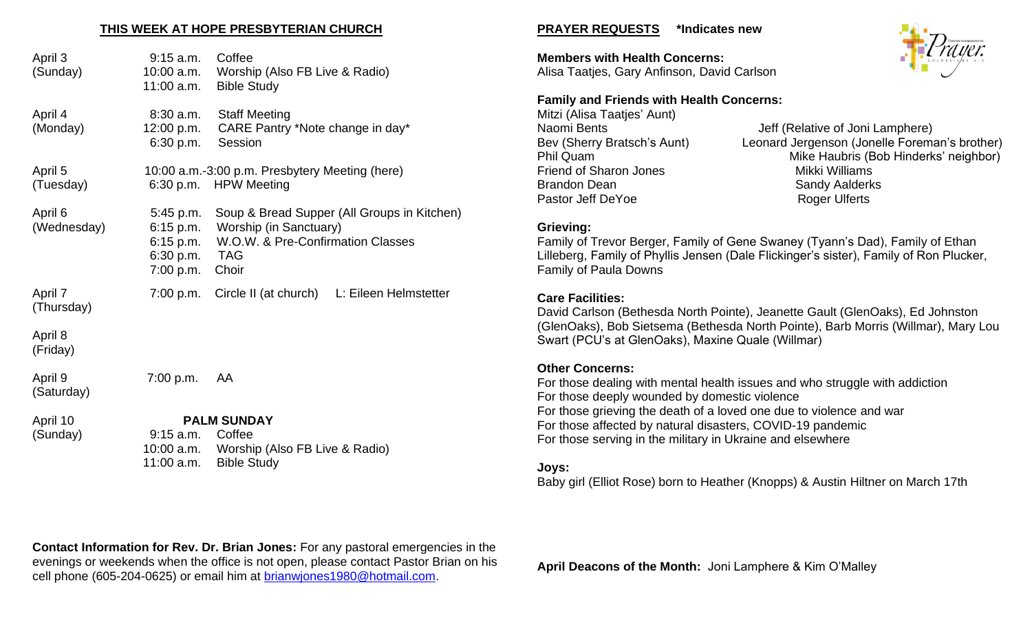## THIS WEEK AT HOPE PRESBYTERIAN CHURCH

| | | |
|---|---|---|
| April 3 (Sunday) | 9:15 a.m. | Coffee |
| | 10:00 a.m. | Worship (Also FB Live & Radio) |
| | 11:00 a.m. | Bible Study |
| April 4 (Monday) | 8:30 a.m. | Staff Meeting |
| | 12:00 p.m. | CARE Pantry *Note change in day* |
| | 6:30 p.m. | Session |
| April 5 (Tuesday) | 10:00 a.m.-3:00 p.m. | Presbytery Meeting (here) |
| | 6:30 p.m. | HPW Meeting |
| April 6 (Wednesday) | 5:45 p.m. | Soup & Bread Supper (All Groups in Kitchen) |
| | 6:15 p.m. | Worship (in Sanctuary) |
| | 6:15 p.m. | W.O.W. & Pre-Confirmation Classes |
| | 6:30 p.m. | TAG |
| | 7:00 p.m. | Choir |
| April 7 (Thursday) | 7:00 p.m. | Circle II (at church) L: Eileen Helmstetter |
| April 8 (Friday) | | |
| April 9 (Saturday) | 7:00 p.m. | AA |
| April 10 (Sunday) | | **PALM SUNDAY** |
| | 9:15 a.m. | Coffee |
| | 10:00 a.m. | Worship (Also FB Live & Radio) |
| | 11:00 a.m. | Bible Study |

**Contact Information for Rev. Dr. Brian Jones:** For any pastoral emergencies in the evenings or weekends when the office is not open, please contact Pastor Brian on his cell phone (605-204-0625) or email him at brianwjones1980@hotmail.com.

## PRAYER REQUESTS *Indicates new

**Members with Health Concerns:**
Alisa Taatjes, Gary Anfinson, David Carlson

**Family and Friends with Health Concerns:**
Mitzi (Alisa Taatjes' Aunt)
Naomi Bents
Bev (Sherry Bratsch's Aunt)
Phil Quam
Friend of Sharon Jones
Brandon Dean
Pastor Jeff DeYoe
Jeff (Relative of Joni Lamphere)
Leonard Jergenson (Jonelle Foreman's brother)
Mike Haubris (Bob Hinderks' neighbor)
Mikki Williams
Sandy Aalderks
Roger Ulferts

**Grieving:**
Family of Trevor Berger, Family of Gene Swaney (Tyann's Dad), Family of Ethan Lilleberg, Family of Phyllis Jensen (Dale Flickinger's sister), Family of Ron Plucker, Family of Paula Downs

**Care Facilities:**
David Carlson (Bethesda North Pointe), Jeanette Gault (GlenOaks), Ed Johnston (GlenOaks), Bob Sietsema (Bethesda North Pointe), Barb Morris (Willmar), Mary Lou Swart (PCU's at GlenOaks), Maxine Quale (Willmar)

**Other Concerns:**
For those dealing with mental health issues and who struggle with addiction
For those deeply wounded by domestic violence
For those grieving the death of a loved one due to violence and war
For those affected by natural disasters, COVID-19 pandemic
For those serving in the military in Ukraine and elsewhere

**Joys:**
Baby girl (Elliot Rose) born to Heather (Knopps) & Austin Hiltner on March 17th

**April Deacons of the Month:** Joni Lamphere & Kim O'Malley